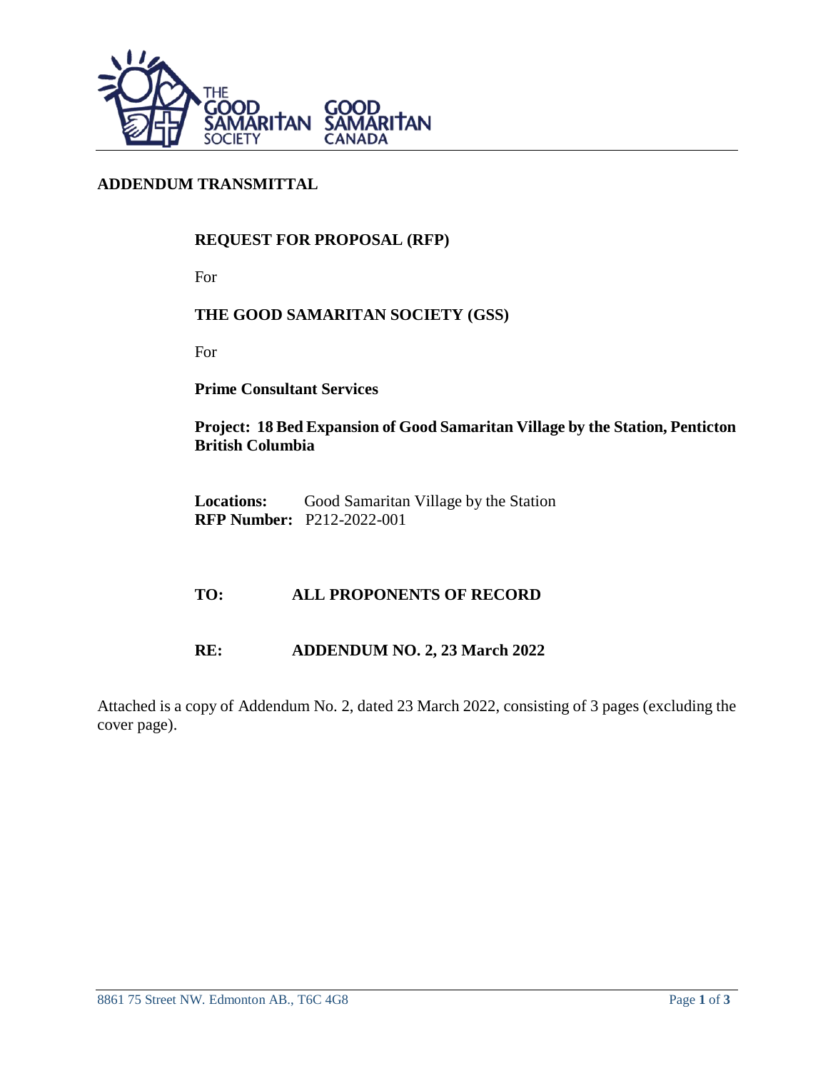## ADDENDUM TRANSMITTAL

**REQUEST FOR PROPOSAL (RFP)**

For

**THE GOOD SAMARITAN SOCIETY (GSS)**

For

**Prime Consultant Services**

**Project: 18 Bed Expansion of Good Samaritan Village by the Station, Penticton British Columbia**

**Locations:** Good Samaritan Village by the Station
**RFP Number:** P212-2022-001

**TO:** ALL PROPONENTS OF RECORD

**RE:** ADDENDUM NO. 2, 23 March 2022

Attached is a copy of Addendum No. 2, dated 23 March 2022, consisting of 3 pages (excluding the cover page).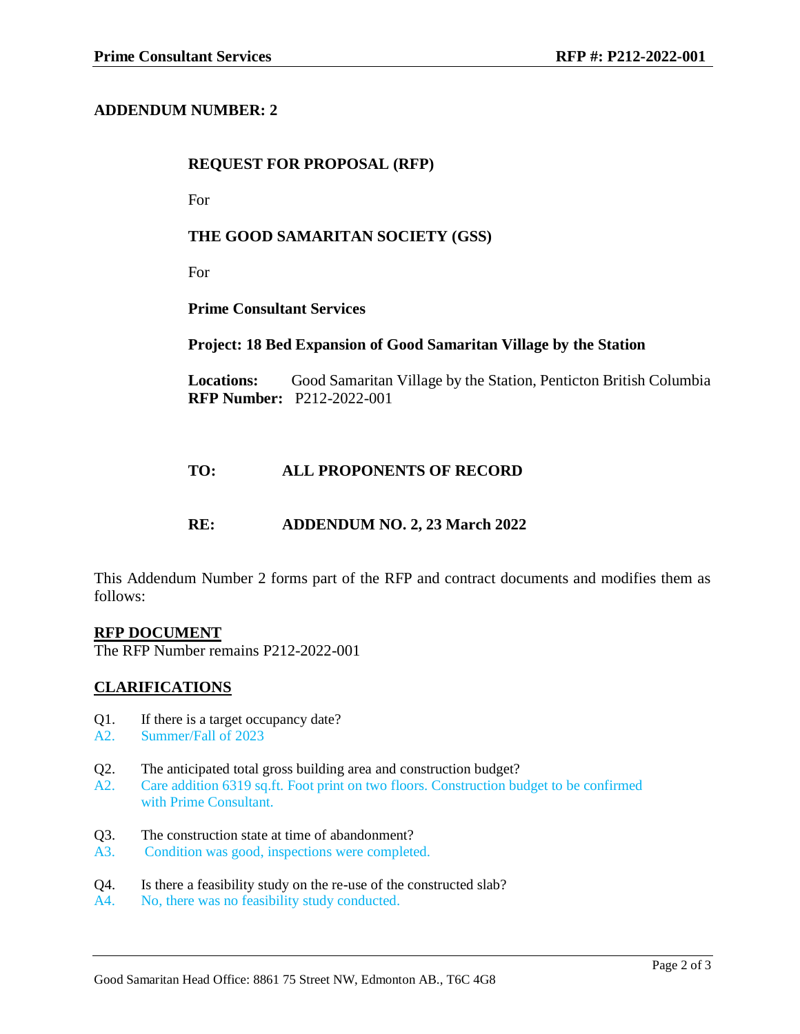**ADDENDUM NUMBER: 2**

**REQUEST FOR PROPOSAL (RFP)**

For

**THE GOOD SAMARITAN SOCIETY (GSS)**

For

**Prime Consultant Services**

**Project: 18 Bed Expansion of Good Samaritan Village by the Station**

**Locations:** Good Samaritan Village by the Station, Penticton British Columbia
**RFP Number:** P212-2022-001

**TO:** **ALL PROPONENTS OF RECORD**

**RE:** **ADDENDUM NO. 2, 23 March 2022**

This Addendum Number 2 forms part of the RFP and contract documents and modifies them as follows:

## RFP DOCUMENT

The RFP Number remains P212-2022-001

## CLARIFICATIONS

Q1. If there is a target occupancy date?
A2. Summer/Fall of 2023

Q2. The anticipated total gross building area and construction budget?
A2. Care addition 6319 sq.ft. Foot print on two floors. Construction budget to be confirmed with Prime Consultant.

Q3. The construction state at time of abandonment?
A3. Condition was good, inspections were completed.

Q4. Is there a feasibility study on the re-use of the constructed slab?
A4. No, there was no feasibility study conducted.

Good Samaritan Head Office: 8861 75 Street NW, Edmonton AB., T6C 4G8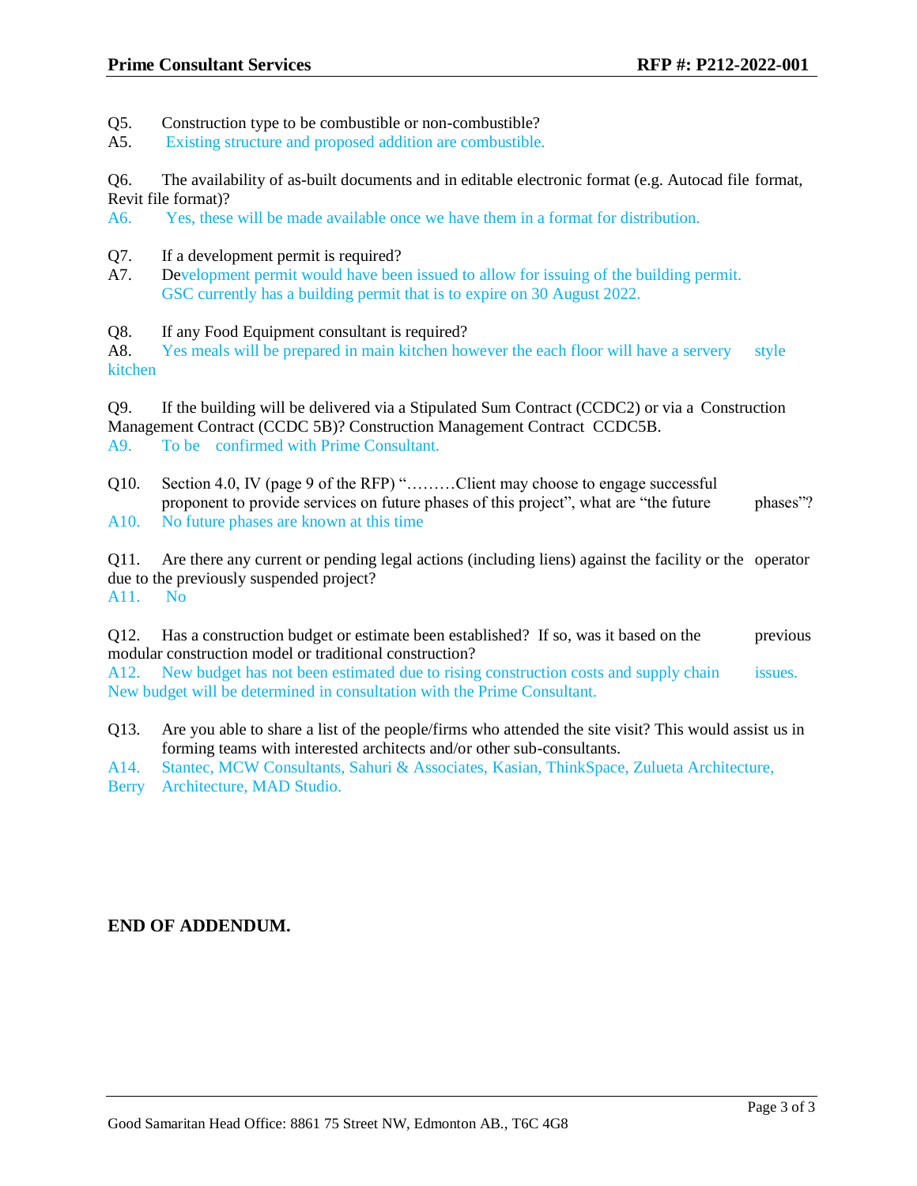Q5. Construction type to be combustible or non-combustible?

A5. Existing structure and proposed addition are combustible.

Q6. The availability of as-built documents and in editable electronic format (e.g. Autocad file format, Revit file format)?

A6. Yes, these will be made available once we have them in a format for distribution.

Q7. If a development permit is required?

A7. Development permit would have been issued to allow for issuing of the building permit. GSC currently has a building permit that is to expire on 30 August 2022.

Q8. If any Food Equipment consultant is required?

A8. Yes meals will be prepared in main kitchen however the each floor will have a servery style kitchen

Q9. If the building will be delivered via a Stipulated Sum Contract (CCDC2) or via a Construction Management Contract (CCDC 5B)? Construction Management Contract CCDC5B.

A9. To be confirmed with Prime Consultant.

Q10. Section 4.0, IV (page 9 of the RFP) "………Client may choose to engage successful proponent to provide services on future phases of this project", what are "the future phases"?

A10. No future phases are known at this time

Q11. Are there any current or pending legal actions (including liens) against the facility or the operator due to the previously suspended project?

A11. No

Q12. Has a construction budget or estimate been established? If so, was it based on the previous modular construction model or traditional construction?

A12. New budget has not been estimated due to rising construction costs and supply chain issues. New budget will be determined in consultation with the Prime Consultant.

Q13. Are you able to share a list of the people/firms who attended the site visit? This would assist us in forming teams with interested architects and/or other sub-consultants.

A14. Stantec, MCW Consultants, Sahuri & Associates, Kasian, ThinkSpace, Zulueta Architecture, Berry Architecture, MAD Studio.

**END OF ADDENDUM.**